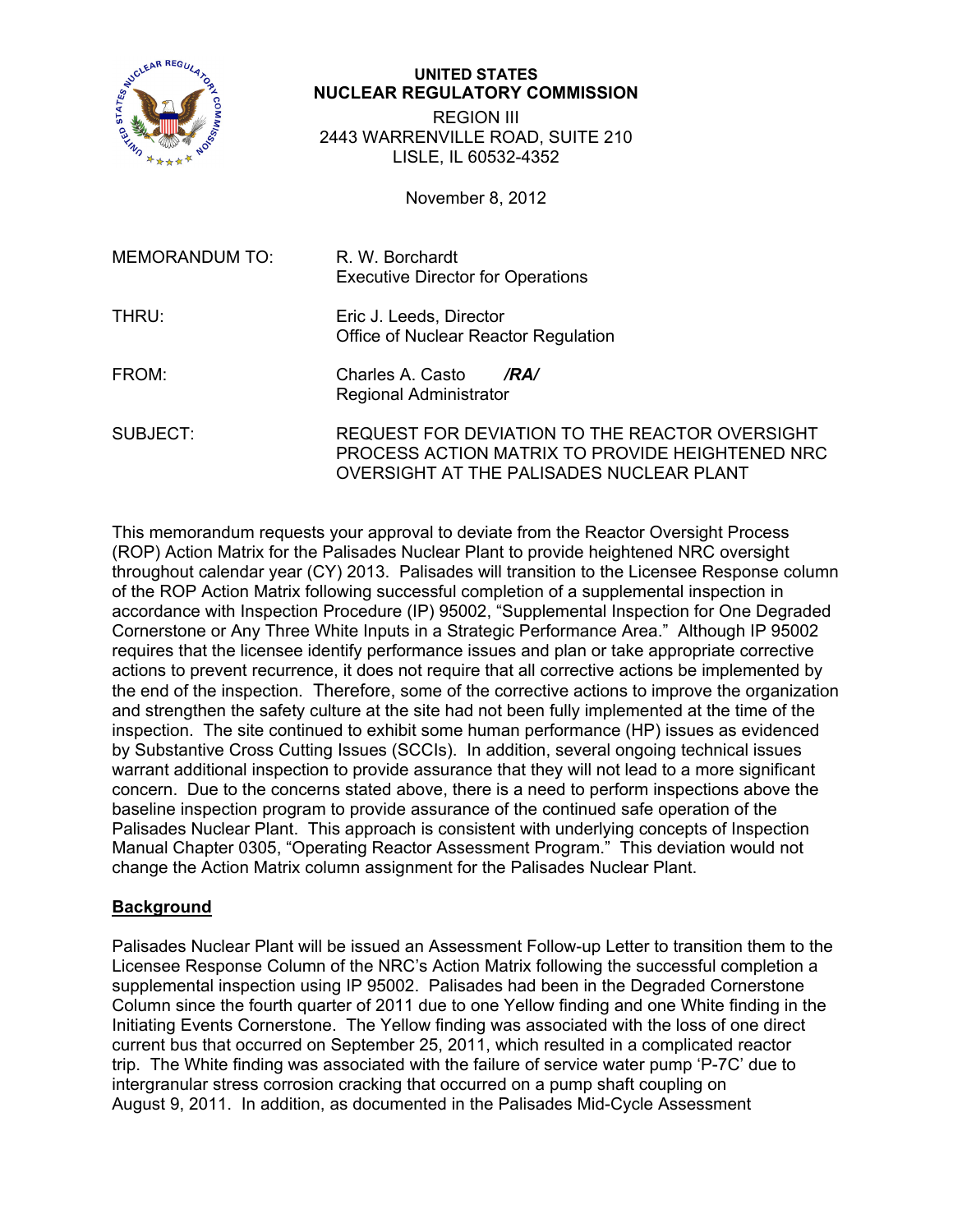**UNITED STATES**
**NUCLEAR REGULATORY COMMISSION**
REGION III
2443 WARRENVILLE ROAD, SUITE 210
LISLE, IL 60532-4352

November 8, 2012

| | |
|---|---|
| MEMORANDUM TO: | R. W. Borchardt<br>Executive Director for Operations |
| THRU: | Eric J. Leeds, Director<br>Office of Nuclear Reactor Regulation |
| FROM: | Charles A. Casto ***/RA/***<br>Regional Administrator |
| SUBJECT: | REQUEST FOR DEVIATION TO THE REACTOR OVERSIGHT PROCESS ACTION MATRIX TO PROVIDE HEIGHTENED NRC OVERSIGHT AT THE PALISADES NUCLEAR PLANT |

This memorandum requests your approval to deviate from the Reactor Oversight Process (ROP) Action Matrix for the Palisades Nuclear Plant to provide heightened NRC oversight throughout calendar year (CY) 2013. Palisades will transition to the Licensee Response column of the ROP Action Matrix following successful completion of a supplemental inspection in accordance with Inspection Procedure (IP) 95002, "Supplemental Inspection for One Degraded Cornerstone or Any Three White Inputs in a Strategic Performance Area." Although IP 95002 requires that the licensee identify performance issues and plan or take appropriate corrective actions to prevent recurrence, it does not require that all corrective actions be implemented by the end of the inspection. Therefore, some of the corrective actions to improve the organization and strengthen the safety culture at the site had not been fully implemented at the time of the inspection. The site continued to exhibit some human performance (HP) issues as evidenced by Substantive Cross Cutting Issues (SCCIs). In addition, several ongoing technical issues warrant additional inspection to provide assurance that they will not lead to a more significant concern. Due to the concerns stated above, there is a need to perform inspections above the baseline inspection program to provide assurance of the continued safe operation of the Palisades Nuclear Plant. This approach is consistent with underlying concepts of Inspection Manual Chapter 0305, "Operating Reactor Assessment Program." This deviation would not change the Action Matrix column assignment for the Palisades Nuclear Plant.

**Background**

Palisades Nuclear Plant will be issued an Assessment Follow-up Letter to transition them to the Licensee Response Column of the NRC's Action Matrix following the successful completion a supplemental inspection using IP 95002. Palisades had been in the Degraded Cornerstone Column since the fourth quarter of 2011 due to one Yellow finding and one White finding in the Initiating Events Cornerstone. The Yellow finding was associated with the loss of one direct current bus that occurred on September 25, 2011, which resulted in a complicated reactor trip. The White finding was associated with the failure of service water pump 'P-7C' due to intergranular stress corrosion cracking that occurred on a pump shaft coupling on August 9, 2011. In addition, as documented in the Palisades Mid-Cycle Assessment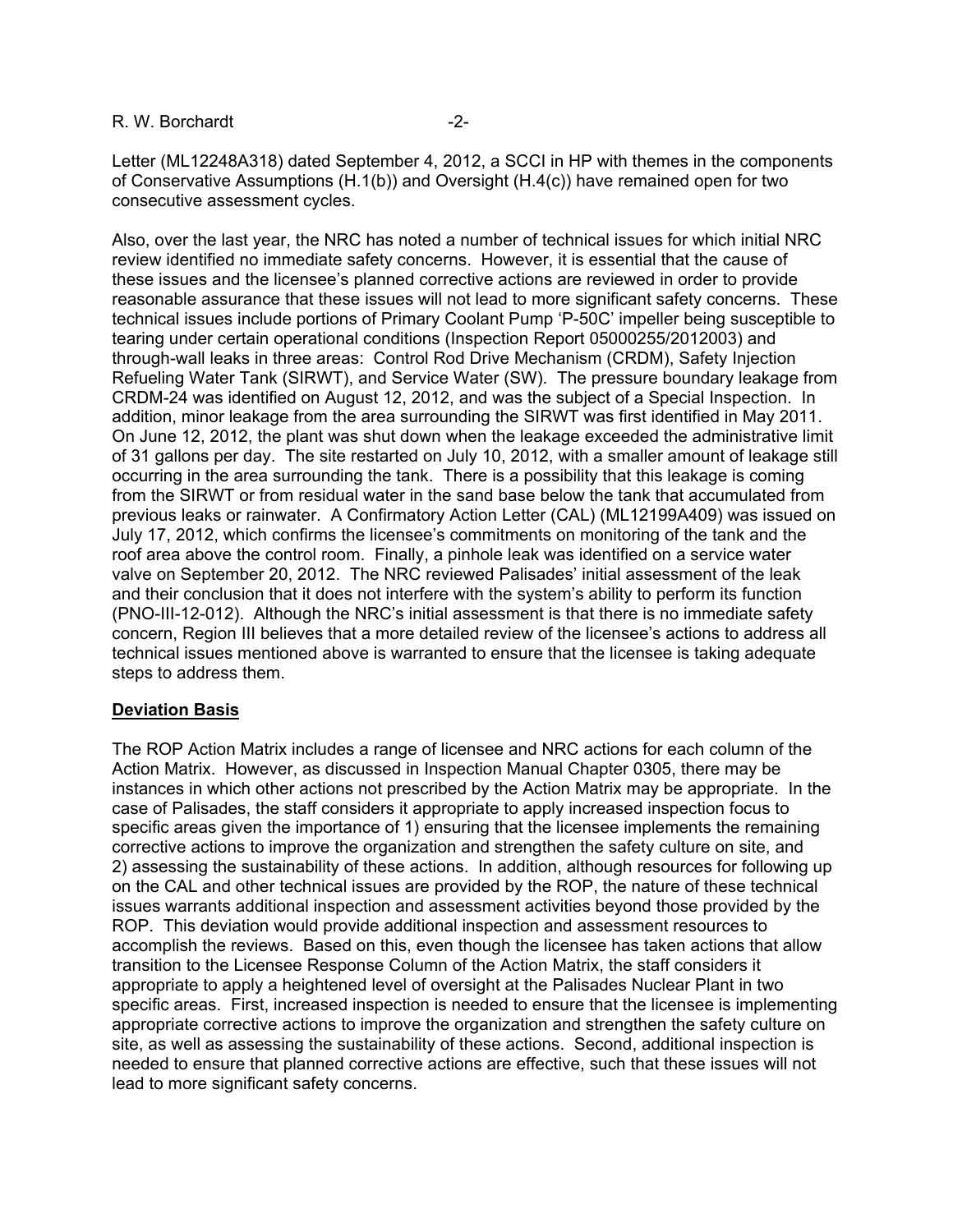Letter (ML12248A318) dated September 4, 2012, a SCCI in HP with themes in the components of Conservative Assumptions (H.1(b)) and Oversight (H.4(c)) have remained open for two consecutive assessment cycles.

Also, over the last year, the NRC has noted a number of technical issues for which initial NRC review identified no immediate safety concerns. However, it is essential that the cause of these issues and the licensee's planned corrective actions are reviewed in order to provide reasonable assurance that these issues will not lead to more significant safety concerns. These technical issues include portions of Primary Coolant Pump 'P-50C' impeller being susceptible to tearing under certain operational conditions (Inspection Report 05000255/2012003) and through-wall leaks in three areas: Control Rod Drive Mechanism (CRDM), Safety Injection Refueling Water Tank (SIRWT), and Service Water (SW). The pressure boundary leakage from CRDM-24 was identified on August 12, 2012, and was the subject of a Special Inspection. In addition, minor leakage from the area surrounding the SIRWT was first identified in May 2011. On June 12, 2012, the plant was shut down when the leakage exceeded the administrative limit of 31 gallons per day. The site restarted on July 10, 2012, with a smaller amount of leakage still occurring in the area surrounding the tank. There is a possibility that this leakage is coming from the SIRWT or from residual water in the sand base below the tank that accumulated from previous leaks or rainwater. A Confirmatory Action Letter (CAL) (ML12199A409) was issued on July 17, 2012, which confirms the licensee's commitments on monitoring of the tank and the roof area above the control room. Finally, a pinhole leak was identified on a service water valve on September 20, 2012. The NRC reviewed Palisades' initial assessment of the leak and their conclusion that it does not interfere with the system's ability to perform its function (PNO-III-12-012). Although the NRC's initial assessment is that there is no immediate safety concern, Region III believes that a more detailed review of the licensee's actions to address all technical issues mentioned above is warranted to ensure that the licensee is taking adequate steps to address them.

**<u>Deviation Basis</u>**

The ROP Action Matrix includes a range of licensee and NRC actions for each column of the Action Matrix. However, as discussed in Inspection Manual Chapter 0305, there may be instances in which other actions not prescribed by the Action Matrix may be appropriate. In the case of Palisades, the staff considers it appropriate to apply increased inspection focus to specific areas given the importance of 1) ensuring that the licensee implements the remaining corrective actions to improve the organization and strengthen the safety culture on site, and 2) assessing the sustainability of these actions. In addition, although resources for following up on the CAL and other technical issues are provided by the ROP, the nature of these technical issues warrants additional inspection and assessment activities beyond those provided by the ROP. This deviation would provide additional inspection and assessment resources to accomplish the reviews. Based on this, even though the licensee has taken actions that allow transition to the Licensee Response Column of the Action Matrix, the staff considers it appropriate to apply a heightened level of oversight at the Palisades Nuclear Plant in two specific areas. First, increased inspection is needed to ensure that the licensee is implementing appropriate corrective actions to improve the organization and strengthen the safety culture on site, as well as assessing the sustainability of these actions. Second, additional inspection is needed to ensure that planned corrective actions are effective, such that these issues will not lead to more significant safety concerns.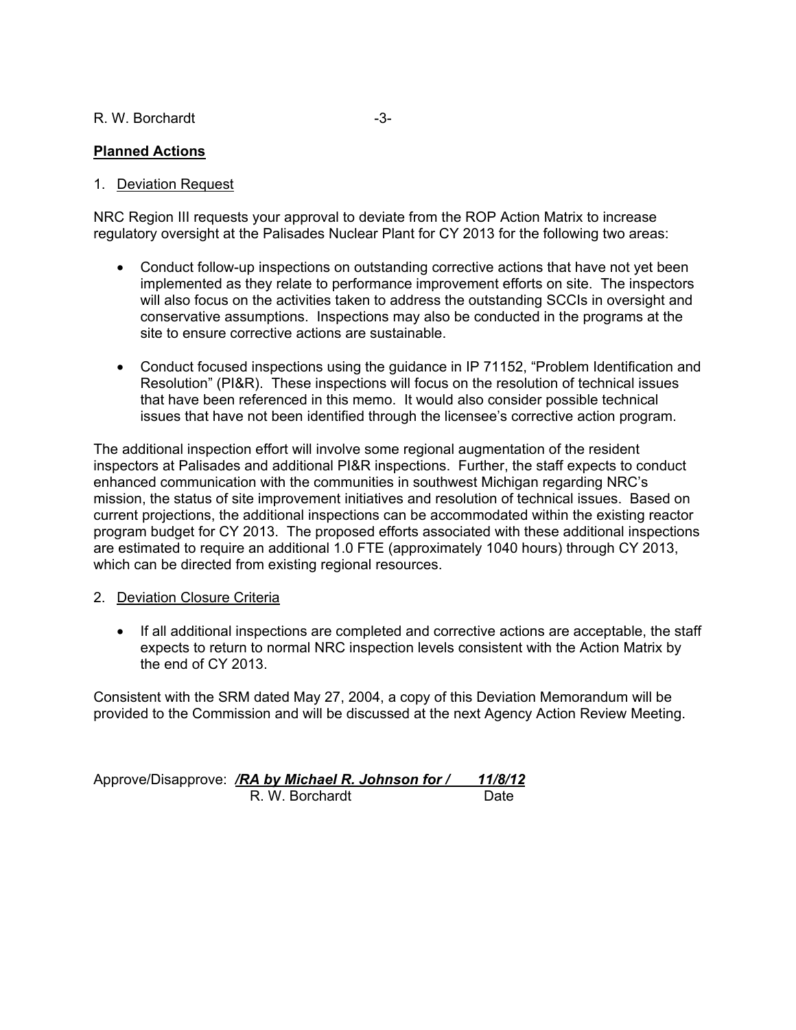## Planned Actions

1. Deviation Request

NRC Region III requests your approval to deviate from the ROP Action Matrix to increase regulatory oversight at the Palisades Nuclear Plant for CY 2013 for the following two areas:

- Conduct follow-up inspections on outstanding corrective actions that have not yet been implemented as they relate to performance improvement efforts on site. The inspectors will also focus on the activities taken to address the outstanding SCCIs in oversight and conservative assumptions. Inspections may also be conducted in the programs at the site to ensure corrective actions are sustainable.

- Conduct focused inspections using the guidance in IP 71152, "Problem Identification and Resolution" (PI&R). These inspections will focus on the resolution of technical issues that have been referenced in this memo. It would also consider possible technical issues that have not been identified through the licensee's corrective action program.

The additional inspection effort will involve some regional augmentation of the resident inspectors at Palisades and additional PI&R inspections. Further, the staff expects to conduct enhanced communication with the communities in southwest Michigan regarding NRC's mission, the status of site improvement initiatives and resolution of technical issues. Based on current projections, the additional inspections can be accommodated within the existing reactor program budget for CY 2013. The proposed efforts associated with these additional inspections are estimated to require an additional 1.0 FTE (approximately 1040 hours) through CY 2013, which can be directed from existing regional resources.

2. Deviation Closure Criteria

- If all additional inspections are completed and corrective actions are acceptable, the staff expects to return to normal NRC inspection levels consistent with the Action Matrix by the end of CY 2013.

Consistent with the SRM dated May 27, 2004, a copy of this Deviation Memorandum will be provided to the Commission and will be discussed at the next Agency Action Review Meeting.

Approve/Disapprove: ***/RA by Michael R. Johnson for /*** ***11/8/12***
R. W. Borchardt Date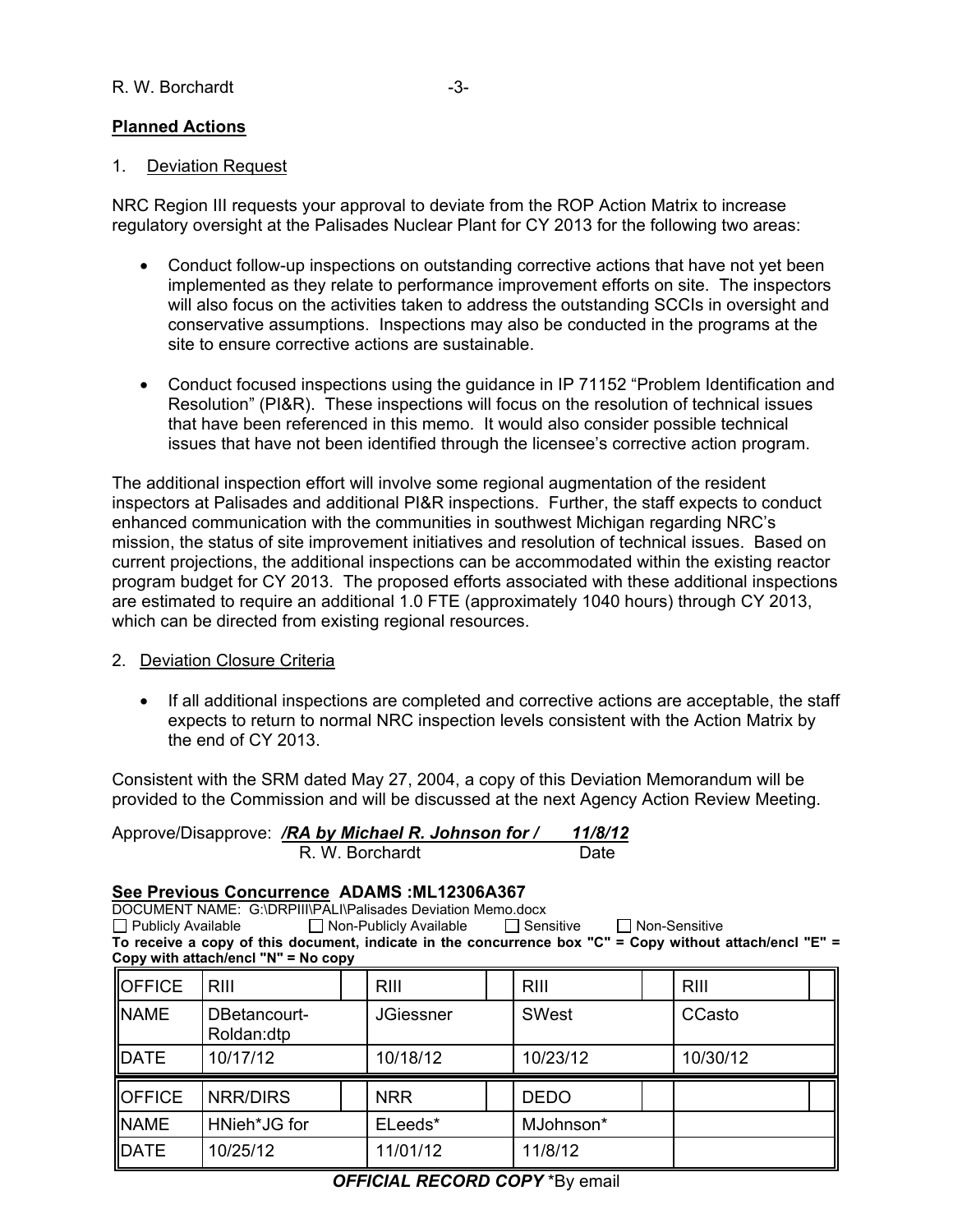**Planned Actions**

1. Deviation Request

NRC Region III requests your approval to deviate from the ROP Action Matrix to increase regulatory oversight at the Palisades Nuclear Plant for CY 2013 for the following two areas:

- Conduct follow-up inspections on outstanding corrective actions that have not yet been implemented as they relate to performance improvement efforts on site. The inspectors will also focus on the activities taken to address the outstanding SCCIs in oversight and conservative assumptions. Inspections may also be conducted in the programs at the site to ensure corrective actions are sustainable.

- Conduct focused inspections using the guidance in IP 71152 "Problem Identification and Resolution" (PI&R). These inspections will focus on the resolution of technical issues that have been referenced in this memo. It would also consider possible technical issues that have not been identified through the licensee's corrective action program.

The additional inspection effort will involve some regional augmentation of the resident inspectors at Palisades and additional PI&R inspections. Further, the staff expects to conduct enhanced communication with the communities in southwest Michigan regarding NRC's mission, the status of site improvement initiatives and resolution of technical issues. Based on current projections, the additional inspections can be accommodated within the existing reactor program budget for CY 2013. The proposed efforts associated with these additional inspections are estimated to require an additional 1.0 FTE (approximately 1040 hours) through CY 2013, which can be directed from existing regional resources.

2. Deviation Closure Criteria

- If all additional inspections are completed and corrective actions are acceptable, the staff expects to return to normal NRC inspection levels consistent with the Action Matrix by the end of CY 2013.

Consistent with the SRM dated May 27, 2004, a copy of this Deviation Memorandum will be provided to the Commission and will be discussed at the next Agency Action Review Meeting.

Approve/Disapprove: ***/RA by Michael R. Johnson for /*** ***11/8/12***
R. W. Borchardt Date

**See Previous Concurrence ADAMS :ML12306A367**

DOCUMENT NAME: G:\DRPIII\PALI\Palisades Deviation Memo.docx
☐ Publicly Available ☐ Non-Publicly Available ☐ Sensitive ☐ Non-Sensitive
**To receive a copy of this document, indicate in the concurrence box "C" = Copy without attach/encl "E" = Copy with attach/encl "N" = No copy**

| OFFICE | RIII | | RIII | | RIII | | RIII | |
|---|---|---|---|---|---|---|---|---|
| NAME | DBetancourt-Roldan:dtp | | JGiessner | | SWest | | CCasto | |
| DATE | 10/17/12 | | 10/18/12 | | 10/23/12 | | 10/30/12 | |

| OFFICE | NRR/DIRS | | NRR | | DEDO | | | |
|---|---|---|---|---|---|---|---|---|
| NAME | HNieh*JG for | | ELeeds* | | MJohnson* | | | |
| DATE | 10/25/12 | | 11/01/12 | | 11/8/12 | | | |

***OFFICIAL RECORD COPY*** *By email